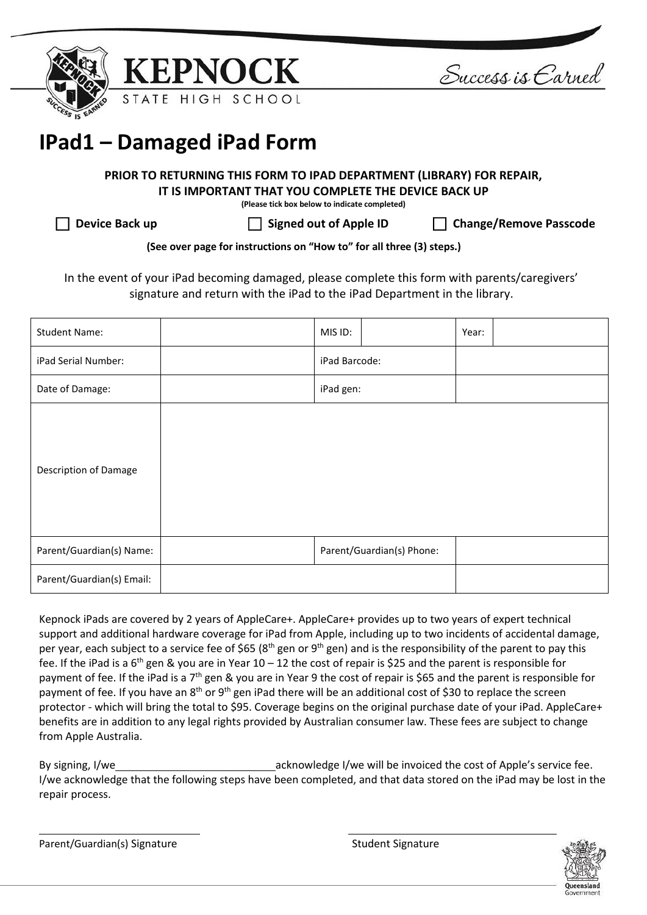KEPNOCK STATE HIGH SCHOOL

Success is Earned

# IPad1 – Damaged iPad Form

**PRIOR TO RETURNING THIS FORM TO IPAD DEPARTMENT (LIBRARY) FOR REPAIR, IT IS IMPORTANT THAT YOU COMPLETE THE DEVICE BACK UP**

**(Please tick box below to indicate completed)**

☐ **Device Back up** ☐ **Signed out of Apple ID** ☐ **Change/Remove Passcode**

**(See over page for instructions on "How to" for all three (3) steps.)**

In the event of your iPad becoming damaged, please complete this form with parents/caregivers' signature and return with the iPad to the iPad Department in the library.

| Student Name: | | MIS ID: | | Year: | |
|---|---|---|---|---|---|
| iPad Serial Number: | | iPad Barcode: | | | |
| Date of Damage: | | iPad gen: | | | |
| Description of Damage | | | | | |
| Parent/Guardian(s) Name: | | Parent/Guardian(s) Phone: | | | |
| Parent/Guardian(s) Email: | | | | | |

Kepnock iPads are covered by 2 years of AppleCare+. AppleCare+ provides up to two years of expert technical support and additional hardware coverage for iPad from Apple, including up to two incidents of accidental damage, per year, each subject to a service fee of $65 (8th gen or 9th gen) and is the responsibility of the parent to pay this fee. If the iPad is a 6th gen & you are in Year 10 – 12 the cost of repair is $25 and the parent is responsible for payment of fee. If the iPad is a 7th gen & you are in Year 9 the cost of repair is $65 and the parent is responsible for payment of fee. If you have an 8th or 9th gen iPad there will be an additional cost of $30 to replace the screen protector - which will bring the total to $95. Coverage begins on the original purchase date of your iPad. AppleCare+ benefits are in addition to any legal rights provided by Australian consumer law. These fees are subject to change from Apple Australia.

By signing, I/we \_\_\_\_\_\_\_\_\_\_\_\_\_\_\_\_\_\_\_\_\_\_\_\_\_\_ acknowledge I/we will be invoiced the cost of Apple's service fee. I/we acknowledge that the following steps have been completed, and that data stored on the iPad may be lost in the repair process.

\_\_\_\_\_\_\_\_\_\_\_\_\_\_\_\_\_\_\_\_\_\_\_\_\_\_
Parent/Guardian(s) Signature

\_\_\_\_\_\_\_\_\_\_\_\_\_\_\_\_\_\_\_\_\_\_\_\_\_\_
Student Signature

Queensland Government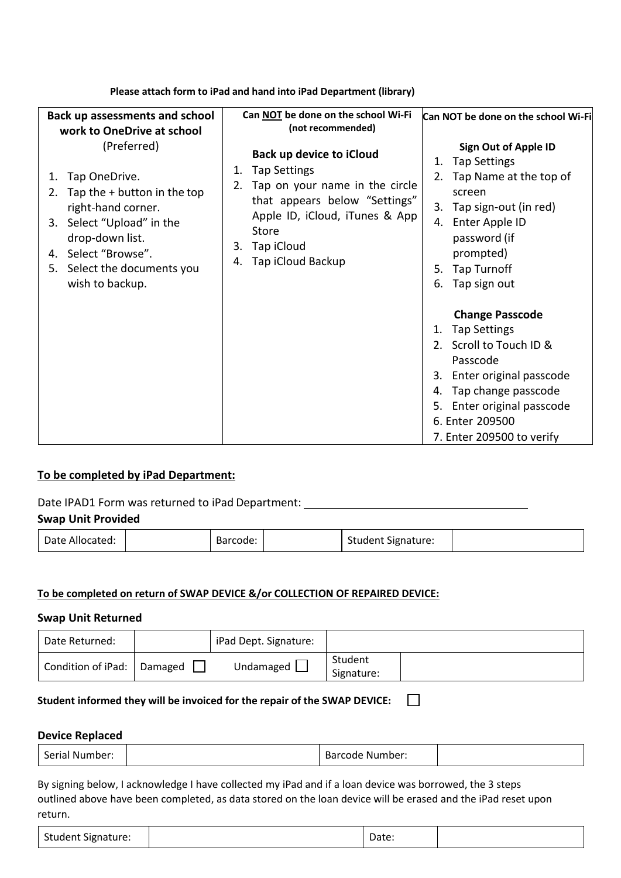**Please attach form to iPad and hand into iPad Department (library)**

| Back up assessments and school work to OneDrive at school (Preferred) | Can NOT be done on the school Wi-Fi (not recommended) | Can NOT be done on the school Wi-Fi |
|---|---|---|
| 1. Tap OneDrive.<br>2. Tap the + button in the top right-hand corner.<br>3. Select "Upload" in the drop-down list.<br>4. Select "Browse".<br>5. Select the documents you wish to backup. | **Back up device to iCloud**<br>1. Tap Settings<br>2. Tap on your name in the circle that appears below "Settings" Apple ID, iCloud, iTunes & App Store<br>3. Tap iCloud<br>4. Tap iCloud Backup | **Sign Out of Apple ID**<br>1. Tap Settings<br>2. Tap Name at the top of screen<br>3. Tap sign-out (in red)<br>4. Enter Apple ID password (if prompted)<br>5. Tap Turnoff<br>6. Tap sign out<br><br>**Change Passcode**<br>1. Tap Settings<br>2. Scroll to Touch ID & Passcode<br>3. Enter original passcode<br>4. Tap change passcode<br>5. Enter original passcode<br>6. Enter 209500<br>7. Enter 209500 to verify |

**To be completed by iPad Department:**

Date IPAD1 Form was returned to iPad Department: ____________________

**Swap Unit Provided**

| | | | | | |
|---|---|---|---|---|---|
| Date Allocated: | | Barcode: | | Student Signature: | |

**To be completed on return of SWAP DEVICE &/or COLLECTION OF REPAIRED DEVICE:**

**Swap Unit Returned**

| | | | | |
|---|---|---|---|---|
| Date Returned: | | iPad Dept. Signature: | | |
| Condition of iPad: | Damaged ☐ | Undamaged ☐ | Student Signature: | |

**Student informed they will be invoiced for the repair of the SWAP DEVICE:** ☐

**Device Replaced**

| | | | |
|---|---|---|---|
| Serial Number: | | Barcode Number: | |

By signing below, I acknowledge I have collected my iPad and if a loan device was borrowed, the 3 steps outlined above have been completed, as data stored on the loan device will be erased and the iPad reset upon return.

| | | | |
|---|---|---|---|
| Student Signature: | | Date: | |